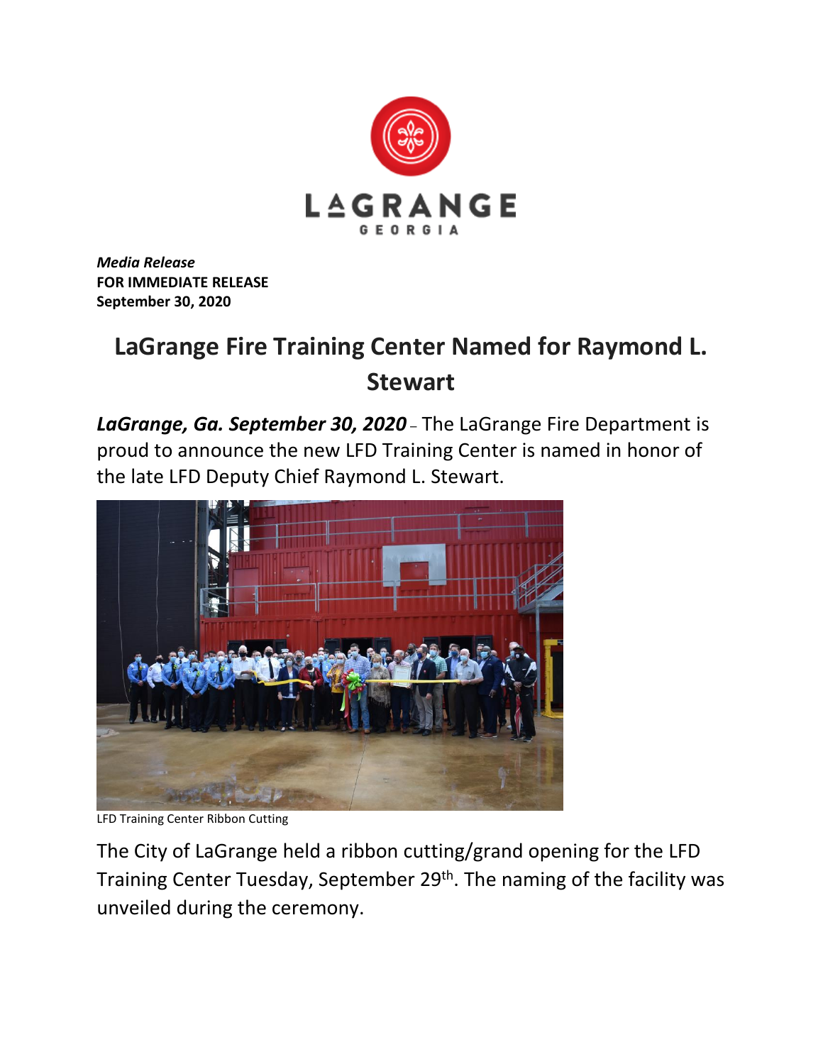*Media Release*
**FOR IMMEDIATE RELEASE**
**September 30, 2020**

# LaGrange Fire Training Center Named for Raymond L. Stewart

***LaGrange, Ga. September 30, 2020*** – The LaGrange Fire Department is proud to announce the new LFD Training Center is named in honor of the late LFD Deputy Chief Raymond L. Stewart.

LFD Training Center Ribbon Cutting

The City of LaGrange held a ribbon cutting/grand opening for the LFD Training Center Tuesday, September 29th. The naming of the facility was unveiled during the ceremony.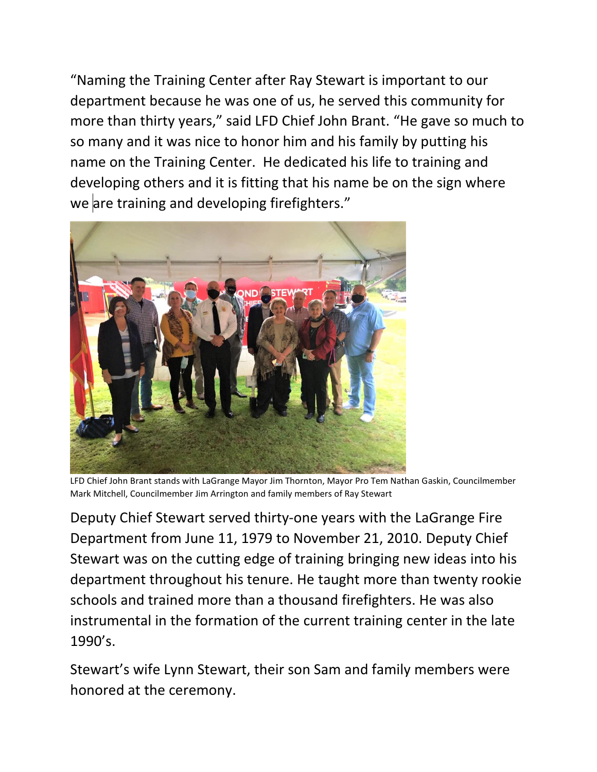"Naming the Training Center after Ray Stewart is important to our department because he was one of us, he served this community for more than thirty years," said LFD Chief John Brant. "He gave so much to so many and it was nice to honor him and his family by putting his name on the Training Center. He dedicated his life to training and developing others and it is fitting that his name be on the sign where we are training and developing firefighters."

LFD Chief John Brant stands with LaGrange Mayor Jim Thornton, Mayor Pro Tem Nathan Gaskin, Councilmember Mark Mitchell, Councilmember Jim Arrington and family members of Ray Stewart

Deputy Chief Stewart served thirty-one years with the LaGrange Fire Department from June 11, 1979 to November 21, 2010. Deputy Chief Stewart was on the cutting edge of training bringing new ideas into his department throughout his tenure. He taught more than twenty rookie schools and trained more than a thousand firefighters. He was also instrumental in the formation of the current training center in the late 1990's.

Stewart's wife Lynn Stewart, their son Sam and family members were honored at the ceremony.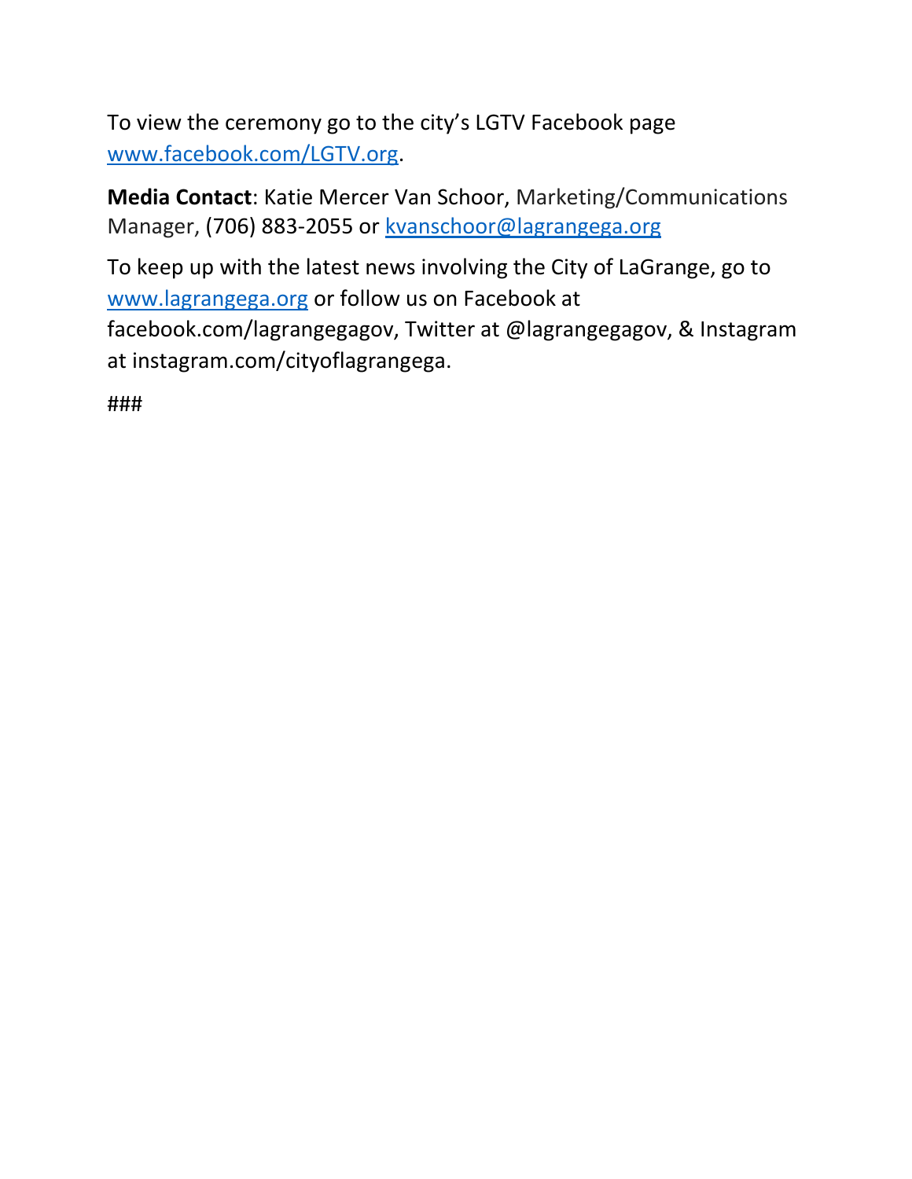To view the ceremony go to the city's LGTV Facebook page www.facebook.com/LGTV.org.

**Media Contact**: Katie Mercer Van Schoor, Marketing/Communications Manager, (706) 883-2055 or kvanschoor@lagrangega.org

To keep up with the latest news involving the City of LaGrange, go to www.lagrangega.org or follow us on Facebook at facebook.com/lagrangegagov, Twitter at @lagrangegagov, & Instagram at instagram.com/cityoflagrangega.

###